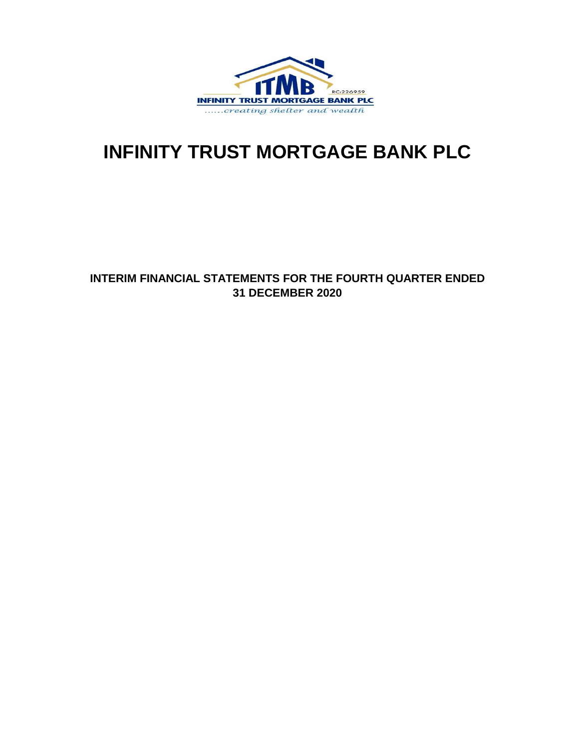ITMB

RC:226959

INFINITY TRUST MORTGAGE BANK PLC

......creating shelter and wealth

# INFINITY TRUST MORTGAGE BANK PLC

**INTERIM FINANCIAL STATEMENTS FOR THE FOURTH QUARTER ENDED 31 DECEMBER 2020**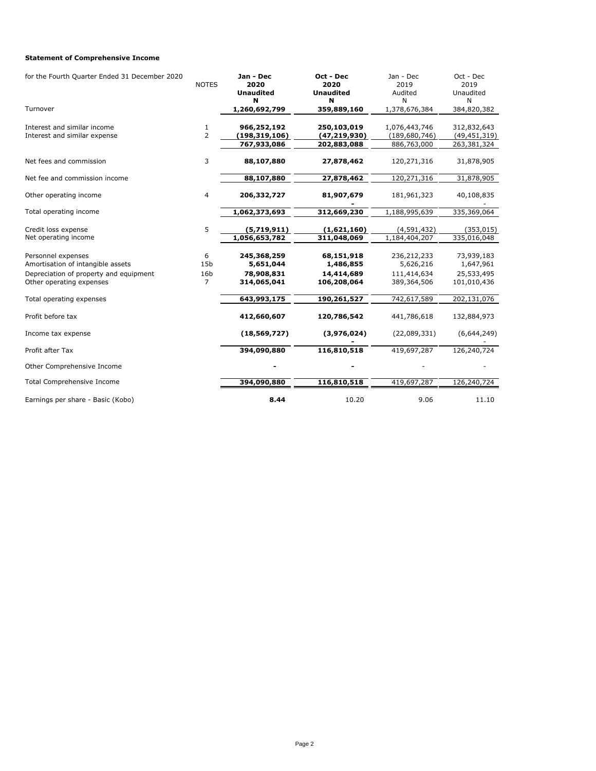**Statement of Comprehensive Income**

| for the Fourth Quarter Ended 31 December 2020 | NOTES | **Jan - Dec 2020 Unaudited N** | **Oct - Dec 2020 Unaudited N** | Jan - Dec 2019 Audited N | Oct - Dec 2019 Unaudited N |
|---|---|---|---|---|---|
| Turnover | | **1,260,692,799** | **359,889,160** | 1,378,676,384 | 384,820,382 |
| Interest and similar income | 1 | **966,252,192** | **250,103,019** | 1,076,443,746 | 312,832,643 |
| Interest and similar expense | 2 | **(198,319,106)** | **(47,219,930)** | (189,680,746) | (49,451,319) |
| | | **767,933,086** | **202,883,088** | 886,763,000 | 263,381,324 |
| Net fees and commission | 3 | **88,107,880** | **27,878,462** | 120,271,316 | 31,878,905 |
| Net fee and commission income | | **88,107,880** | **27,878,462** | 120,271,316 | 31,878,905 |
| Other operating income | 4 | **206,332,727** | **81,907,679** | 181,961,323 | 40,108,835 |
| | | | **-** | | - |
| Total operating income | | **1,062,373,693** | **312,669,230** | 1,188,995,639 | 335,369,064 |
| Credit loss expense | 5 | **(5,719,911)** | **(1,621,160)** | (4,591,432) | (353,015) |
| Net operating income | | **1,056,653,782** | **311,048,069** | 1,184,404,207 | 335,016,048 |
| Personnel expenses | 6 | **245,368,259** | **68,151,918** | 236,212,233 | 73,939,183 |
| Amortisation of intangible assets | 15b | **5,651,044** | **1,486,855** | 5,626,216 | 1,647,961 |
| Depreciation of property and equipment | 16b | **78,908,831** | **14,414,689** | 111,414,634 | 25,533,495 |
| Other operating expenses | 7 | **314,065,041** | **106,208,064** | 389,364,506 | 101,010,436 |
| Total operating expenses | | **643,993,175** | **190,261,527** | 742,617,589 | 202,131,076 |
| Profit before tax | | **412,660,607** | **120,786,542** | 441,786,618 | 132,884,973 |
| Income tax expense | | **(18,569,727)** | **(3,976,024)** | (22,089,331) | (6,644,249) |
| | | | **-** | | - |
| Profit after Tax | | **394,090,880** | **116,810,518** | 419,697,287 | 126,240,724 |
| Other Comprehensive Income | | **-** | **-** | - | - |
| Total Comprehensive Income | | **394,090,880** | **116,810,518** | 419,697,287 | 126,240,724 |
| Earnings per share - Basic (Kobo) | | **8.44** | 10.20 | 9.06 | 11.10 |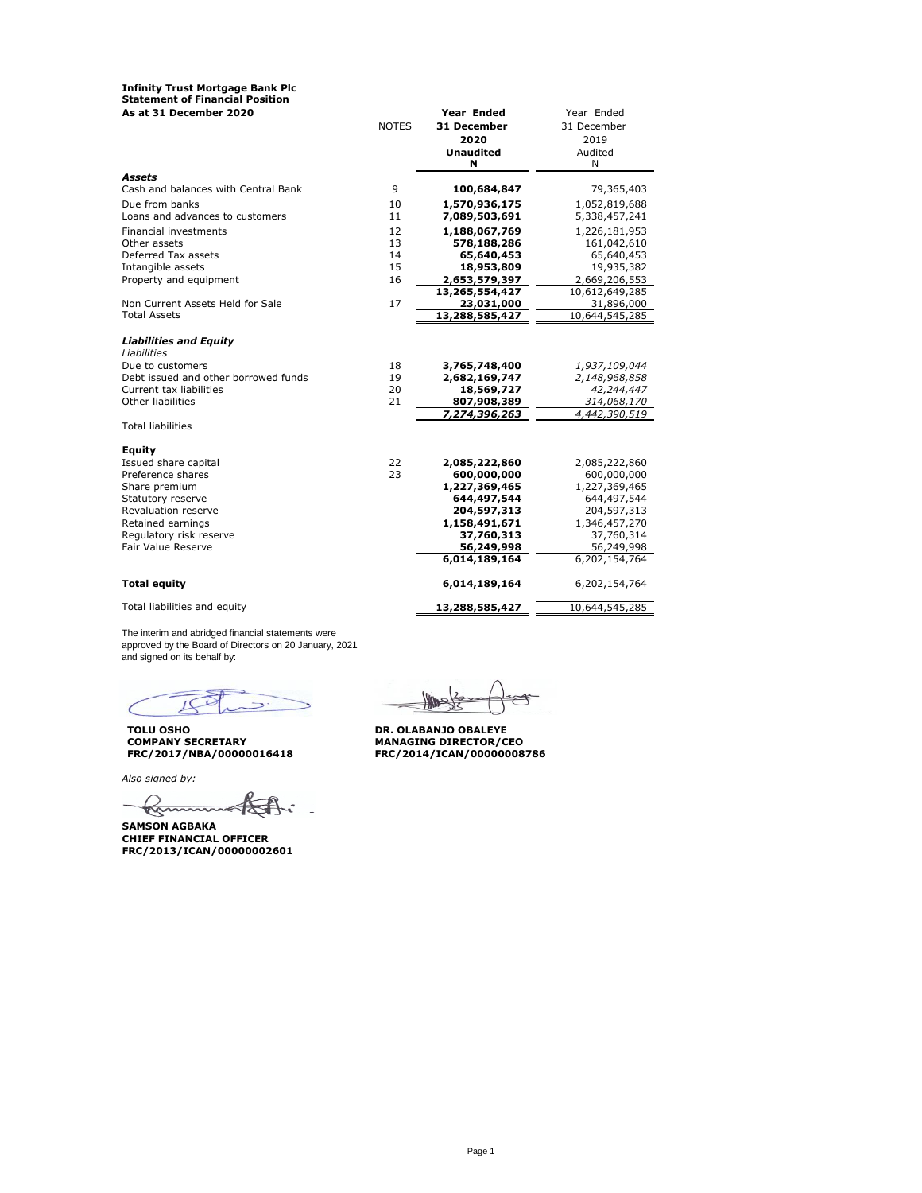**Infinity Trust Mortgage Bank Plc**
**Statement of Financial Position**
**As at 31 December 2020**

| | NOTES | **Year Ended 31 December 2020 Unaudited N** | Year Ended 31 December 2019 Audited N |
|---|---|---|---|
| ***Assets*** | | | |
| Cash and balances with Central Bank | 9 | **100,684,847** | 79,365,403 |
| Due from banks | 10 | **1,570,936,175** | 1,052,819,688 |
| Loans and advances to customers | 11 | **7,089,503,691** | 5,338,457,241 |
| Financial investments | 12 | **1,188,067,769** | 1,226,181,953 |
| Other assets | 13 | **578,188,286** | 161,042,610 |
| Deferred Tax assets | 14 | **65,640,453** | 65,640,453 |
| Intangible assets | 15 | **18,953,809** | 19,935,382 |
| Property and equipment | 16 | **2,653,579,397** | 2,669,206,553 |
| | | **13,265,554,427** | 10,612,649,285 |
| Non Current Assets Held for Sale | 17 | **23,031,000** | 31,896,000 |
| Total Assets | | **13,288,585,427** | 10,644,545,285 |
| ***Liabilities and Equity*** | | | |
| *Liabilities* | | | |
| Due to customers | 18 | **3,765,748,400** | *1,937,109,044* |
| Debt issued and other borrowed funds | 19 | **2,682,169,747** | *2,148,968,858* |
| Current tax liabilities | 20 | **18,569,727** | *42,244,447* |
| Other liabilities | 21 | **807,908,389** | *314,068,170* |
| | | ***7,274,396,263*** | *4,442,390,519* |
| Total liabilities | | | |
| **Equity** | | | |
| Issued share capital | 22 | **2,085,222,860** | 2,085,222,860 |
| Preference shares | 23 | **600,000,000** | 600,000,000 |
| Share premium | | **1,227,369,465** | 1,227,369,465 |
| Statutory reserve | | **644,497,544** | 644,497,544 |
| Revaluation reserve | | **204,597,313** | 204,597,313 |
| Retained earnings | | **1,158,491,671** | 1,346,457,270 |
| Regulatory risk reserve | | **37,760,313** | 37,760,314 |
| Fair Value Reserve | | **56,249,998** | 56,249,998 |
| | | **6,014,189,164** | 6,202,154,764 |
| **Total equity** | | **6,014,189,164** | 6,202,154,764 |
| Total liabilities and equity | | **13,288,585,427** | 10,644,545,285 |

The interim and abridged financial statements were approved by the Board of Directors on 20 January, 2021 and signed on its behalf by:

**TOLU OSHO**
**COMPANY SECRETARY**
**FRC/2017/NBA/00000016418**

**DR. OLABANJO OBALEYE**
**MANAGING DIRECTOR/CEO**
**FRC/2014/ICAN/00000008786**

*Also signed by:*

**SAMSON AGBAKA**
**CHIEF FINANCIAL OFFICER**
**FRC/2013/ICAN/00000002601**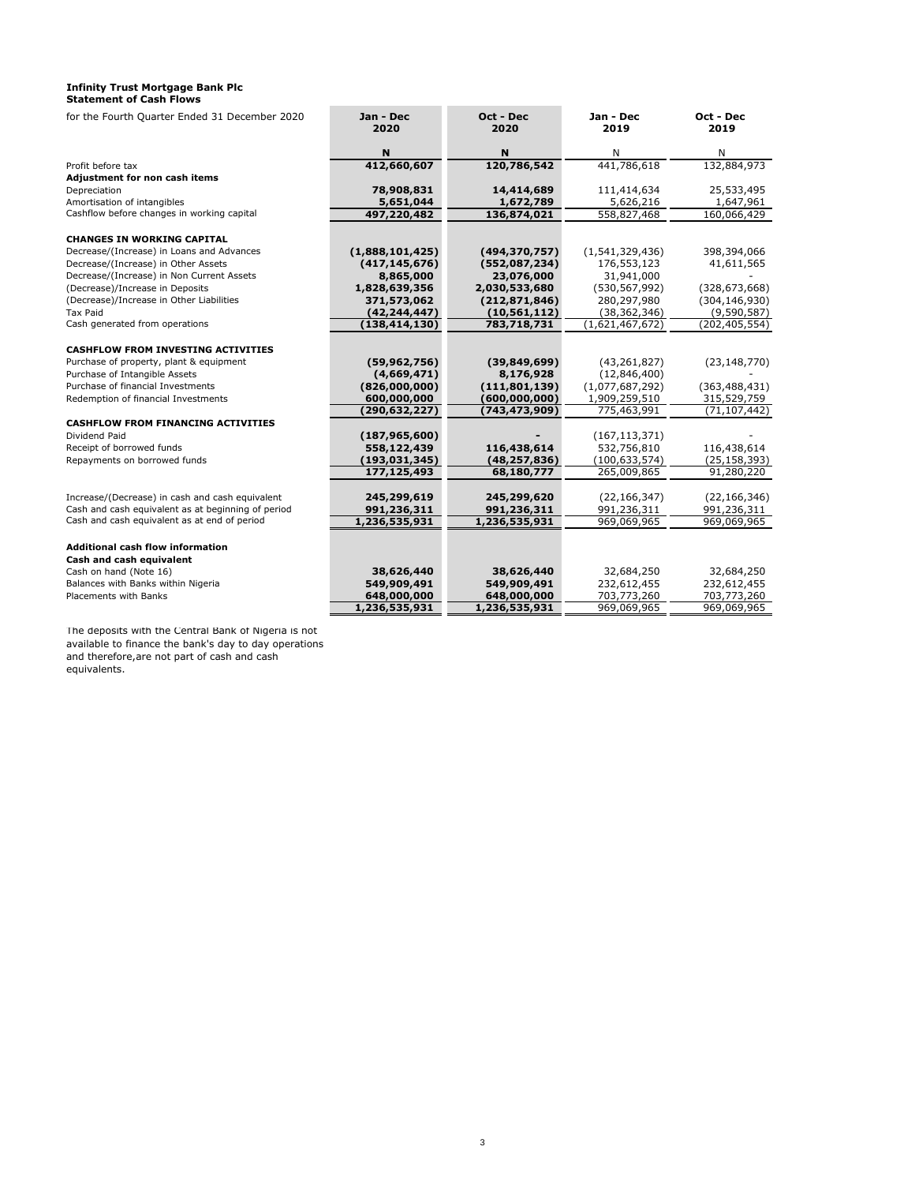**Infinity Trust Mortgage Bank Plc**
**Statement of Cash Flows**

| for the Fourth Quarter Ended 31 December 2020 | Jan - Dec 2020 | Oct - Dec 2020 | Jan - Dec 2019 | Oct - Dec 2019 |
|---|---|---|---|---|
| | **N** | **N** | N | N |
| Profit before tax | **412,660,607** | **120,786,542** | 441,786,618 | 132,884,973 |
| **Adjustment for non cash items** | | | | |
| Depreciation | **78,908,831** | **14,414,689** | 111,414,634 | 25,533,495 |
| Amortisation of intangibles | **5,651,044** | **1,672,789** | 5,626,216 | 1,647,961 |
| Cashflow before changes in working capital | **497,220,482** | **136,874,021** | 558,827,468 | 160,066,429 |
| **CHANGES IN WORKING CAPITAL** | | | | |
| Decrease/(Increase) in Loans and Advances | **(1,888,101,425)** | **(494,370,757)** | (1,541,329,436) | 398,394,066 |
| Decrease/(Increase) in Other Assets | **(417,145,676)** | **(552,087,234)** | 176,553,123 | 41,611,565 |
| Decrease/(Increase) in Non Current Assets | **8,865,000** | **23,076,000** | 31,941,000 | - |
| (Decrease)/Increase in Deposits | **1,828,639,356** | **2,030,533,680** | (530,567,992) | (328,673,668) |
| (Decrease)/Increase in Other Liabilities | **371,573,062** | **(212,871,846)** | 280,297,980 | (304,146,930) |
| Tax Paid | **(42,244,447)** | **(10,561,112)** | (38,362,346) | (9,590,587) |
| Cash generated from operations | **(138,414,130)** | **783,718,731** | (1,621,467,672) | (202,405,554) |
| **CASHFLOW FROM INVESTING ACTIVITIES** | | | | |
| Purchase of property, plant & equipment | **(59,962,756)** | **(39,849,699)** | (43,261,827) | (23,148,770) |
| Purchase of Intangible Assets | **(4,669,471)** | **8,176,928** | (12,846,400) | - |
| Purchase of financial Investments | **(826,000,000)** | **(111,801,139)** | (1,077,687,292) | (363,488,431) |
| Redemption of financial Investments | **600,000,000** | **(600,000,000)** | 1,909,259,510 | 315,529,759 |
| | **(290,632,227)** | **(743,473,909)** | 775,463,991 | (71,107,442) |
| **CASHFLOW FROM FINANCING ACTIVITIES** | | | | |
| Dividend Paid | **(187,965,600)** | **-** | (167,113,371) | - |
| Receipt of borrowed funds | **558,122,439** | **116,438,614** | 532,756,810 | 116,438,614 |
| Repayments on borrowed funds | **(193,031,345)** | **(48,257,836)** | (100,633,574) | (25,158,393) |
| | **177,125,493** | **68,180,777** | 265,009,865 | 91,280,220 |
| Increase/(Decrease) in cash and cash equivalent | **245,299,619** | **245,299,620** | (22,166,347) | (22,166,346) |
| Cash and cash equivalent as at beginning of period | **991,236,311** | **991,236,311** | 991,236,311 | 991,236,311 |
| Cash and cash equivalent as at end of period | **1,236,535,931** | **1,236,535,931** | 969,069,965 | 969,069,965 |
| **Additional cash flow information** | | | | |
| **Cash and cash equivalent** | | | | |
| Cash on hand (Note 16) | **38,626,440** | **38,626,440** | 32,684,250 | 32,684,250 |
| Balances with Banks within Nigeria | **549,909,491** | **549,909,491** | 232,612,455 | 232,612,455 |
| Placements with Banks | **648,000,000** | **648,000,000** | 703,773,260 | 703,773,260 |
| | **1,236,535,931** | **1,236,535,931** | 969,069,965 | 969,069,965 |

The deposits with the Central Bank of Nigeria is not available to finance the bank's day to day operations and therefore,are not part of cash and cash equivalents.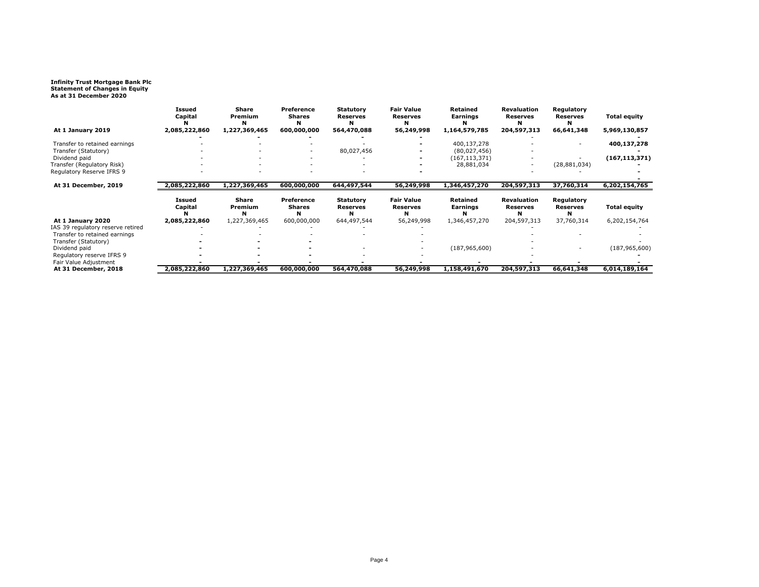**Infinity Trust Mortgage Bank Plc**
**Statement of Changes in Equity**
**As at 31 December 2020**

| | Issued Capital N | Share Premium N | Preference Shares N | Statutory Reserves N | Fair Value Reserves N | Retained Earnings N | Revaluation Reserves N | Regulatory Reserves N | Total equity |
|---|---|---|---|---|---|---|---|---|---|
| **At 1 January 2019** | **2,085,222,860** | **1,227,369,465** | **600,000,000** | **564,470,088** | **56,249,998** | **1,164,579,785** | **204,597,313** | **66,641,348** | **5,969,130,857** |
| | - | - | - | - | - | | - | | - |
| Transfer to retained earnings | - | - | - | - | - | 400,137,278 | - | - | **400,137,278** |
| Transfer (Statutory) | - | - | - | 80,027,456 | - | (80,027,456) | - | | - |
| Dividend paid | - | - | - | - | - | (167,113,371) | - | - | **(167,113,371)** |
| Transfer (Regulatory Risk) | - | - | - | - | - | 28,881,034 | - | (28,881,034) | - |
| Regulatory Reserve IFRS 9 | - | - | - | - | - | | - | - | - |
| | | | | | | | | | - |
| **At 31 December, 2019** | **2,085,222,860** | **1,227,369,465** | **600,000,000** | **644,497,544** | **56,249,998** | **1,346,457,270** | **204,597,313** | **37,760,314** | **6,202,154,765** |

| | Issued Capital N | Share Premium N | Preference Shares N | Statutory Reserves N | Fair Value Reserves N | Retained Earnings N | Revaluation Reserves N | Regulatory Reserves N | Total equity |
|---|---|---|---|---|---|---|---|---|---|
| **At 1 January 2020** | **2,085,222,860** | 1,227,369,465 | 600,000,000 | 644,497,544 | 56,249,998 | 1,346,457,270 | 204,597,313 | 37,760,314 | 6,202,154,764 |
| IAS 39 regulatory reserve retired | - | - | - | - | - | | - | | - |
| Transfer to retained earnings | - | - | - | - | - | | - | - | - |
| Transfer (Statutory) | - | - | - | | - | | - | | - |
| Dividend paid | - | - | - | - | - | (187,965,600) | - | - | (187,965,600) |
| Regulatory reserve IFRS 9 | - | - | - | - | - | | - | | - |
| Fair Value Adjustment | - | - | - | - | - | - | - | - | - |
| **At 31 December, 2018** | **2,085,222,860** | **1,227,369,465** | **600,000,000** | **564,470,088** | **56,249,998** | **1,158,491,670** | **204,597,313** | **66,641,348** | **6,014,189,164** |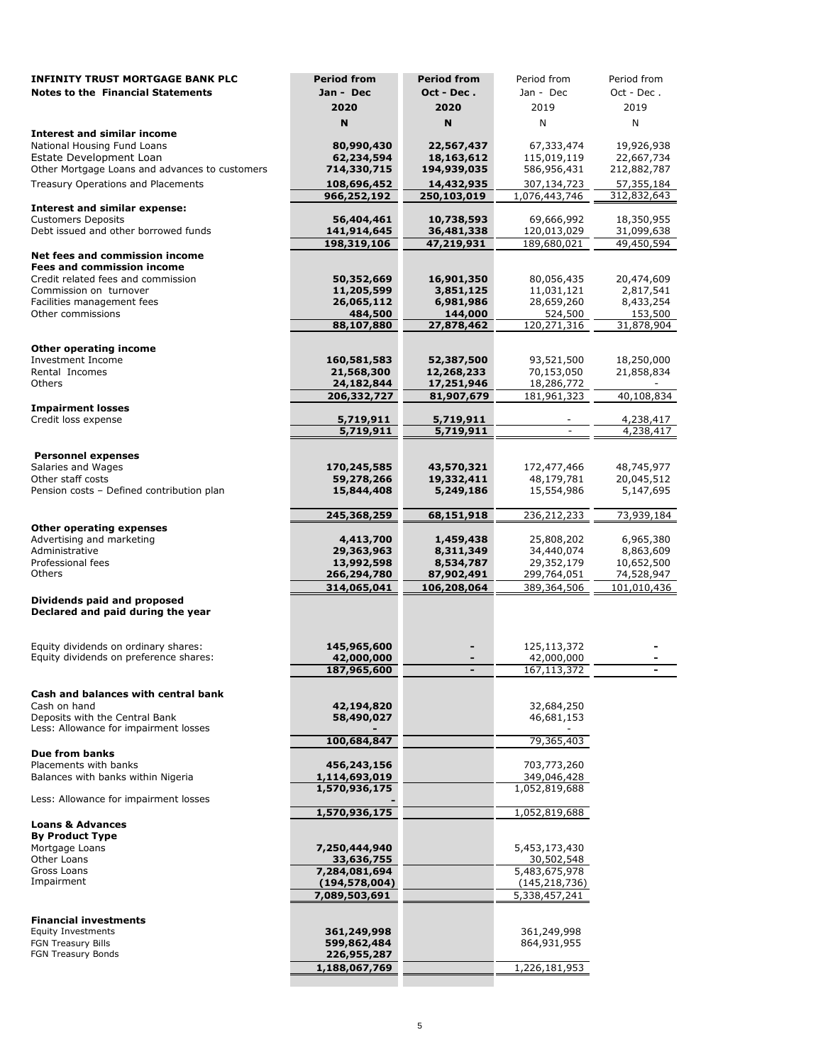| INFINITY TRUST MORTGAGE BANK PLC<br>Notes to the Financial Statements | Period from<br>Jan - Dec<br>2020<br>N | Period from<br>Oct - Dec .<br>2020<br>N | Period from<br>Jan - Dec<br>2019<br>N | Period from<br>Oct - Dec .<br>2019<br>N |
|---|---|---|---|---|
| **Interest and similar income** | | | | |
| National Housing Fund Loans | 80,990,430 | 22,567,437 | 67,333,474 | 19,926,938 |
| Estate Development Loan | 62,234,594 | 18,163,612 | 115,019,119 | 22,667,734 |
| Other Mortgage Loans and advances to customers | 714,330,715 | 194,939,035 | 586,956,431 | 212,882,787 |
| Treasury Operations and Placements | 108,696,452 | 14,432,935 | 307,134,723 | 57,355,184 |
| | 966,252,192 | 250,103,019 | 1,076,443,746 | 312,832,643 |
| **Interest and similar expense:** | | | | |
| Customers Deposits | 56,404,461 | 10,738,593 | 69,666,992 | 18,350,955 |
| Debt issued and other borrowed funds | 141,914,645 | 36,481,338 | 120,013,029 | 31,099,638 |
| | 198,319,106 | 47,219,931 | 189,680,021 | 49,450,594 |
| **Net fees and commission income** | | | | |
| **Fees and commission income** | | | | |
| Credit related fees and commission | 50,352,669 | 16,901,350 | 80,056,435 | 20,474,609 |
| Commission on turnover | 11,205,599 | 3,851,125 | 11,031,121 | 2,817,541 |
| Facilities management fees | 26,065,112 | 6,981,986 | 28,659,260 | 8,433,254 |
| Other commissions | 484,500 | 144,000 | 524,500 | 153,500 |
| | 88,107,880 | 27,878,462 | 120,271,316 | 31,878,904 |
| **Other operating income** | | | | |
| Investment Income | 160,581,583 | 52,387,500 | 93,521,500 | 18,250,000 |
| Rental Incomes | 21,568,300 | 12,268,233 | 70,153,050 | 21,858,834 |
| Others | 24,182,844 | 17,251,946 | 18,286,772 | - |
| | 206,332,727 | 81,907,679 | 181,961,323 | 40,108,834 |
| **Impairment losses** | | | | |
| Credit loss expense | 5,719,911 | 5,719,911 | - | 4,238,417 |
| | 5,719,911 | 5,719,911 | - | 4,238,417 |
| **Personnel expenses** | | | | |
| Salaries and Wages | 170,245,585 | 43,570,321 | 172,477,466 | 48,745,977 |
| Other staff costs | 59,278,266 | 19,332,411 | 48,179,781 | 20,045,512 |
| Pension costs – Defined contribution plan | 15,844,408 | 5,249,186 | 15,554,986 | 5,147,695 |
| | 245,368,259 | 68,151,918 | 236,212,233 | 73,939,184 |
| **Other operating expenses** | | | | |
| Advertising and marketing | 4,413,700 | 1,459,438 | 25,808,202 | 6,965,380 |
| Administrative | 29,363,963 | 8,311,349 | 34,440,074 | 8,863,609 |
| Professional fees | 13,992,598 | 8,534,787 | 29,352,179 | 10,652,500 |
| Others | 266,294,780 | 87,902,491 | 299,764,051 | 74,528,947 |
| | 314,065,041 | 106,208,064 | 389,364,506 | 101,010,436 |
| **Dividends paid and proposed** | | | | |
| **Declared and paid during the year** | | | | |
| Equity dividends on ordinary shares: | 145,965,600 | - | 125,113,372 | - |
| Equity dividends on preference shares: | 42,000,000 | - | 42,000,000 | - |
| | 187,965,600 | - | 167,113,372 | - |
| **Cash and balances with central bank** | | | | |
| Cash on hand | 42,194,820 | | 32,684,250 | |
| Deposits with the Central Bank | 58,490,027 | | 46,681,153 | |
| Less: Allowance for impairment losses | - | | - | |
| | 100,684,847 | | 79,365,403 | |
| **Due from banks** | | | | |
| Placements with banks | 456,243,156 | | 703,773,260 | |
| Balances with banks within Nigeria | 1,114,693,019 | | 349,046,428 | |
| | 1,570,936,175 | | 1,052,819,688 | |
| Less: Allowance for impairment losses | - | | | |
| | 1,570,936,175 | | 1,052,819,688 | |
| **Loans & Advances** | | | | |
| **By Product Type** | | | | |
| Mortgage Loans | 7,250,444,940 | | 5,453,173,430 | |
| Other Loans | 33,636,755 | | 30,502,548 | |
| Gross Loans | 7,284,081,694 | | 5,483,675,978 | |
| Impairment | (194,578,004) | | (145,218,736) | |
| | 7,089,503,691 | | 5,338,457,241 | |
| **Financial investments** | | | | |
| Equity Investments | 361,249,998 | | 361,249,998 | |
| FGN Treasury Bills | 599,862,484 | | 864,931,955 | |
| FGN Treasury Bonds | 226,955,287 | | | |
| | 1,188,067,769 | | 1,226,181,953 | |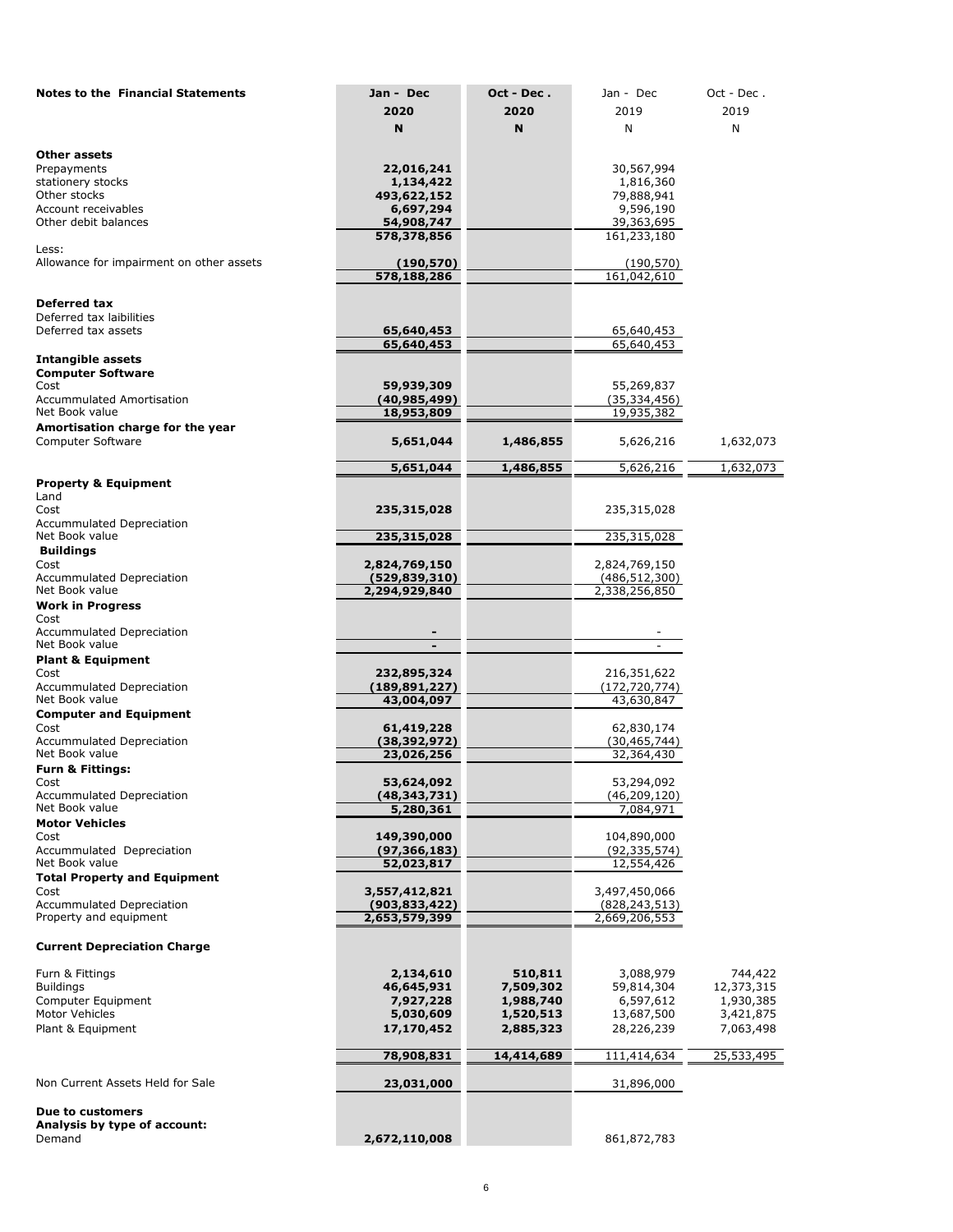| Notes to the Financial Statements | Jan - Dec 2020 N | Oct - Dec . 2020 N | Jan - Dec 2019 N | Oct - Dec . 2019 N |
|---|---|---|---|---|
| **Other assets** | | | | |
| Prepayments | 22,016,241 | | 30,567,994 | |
| stationery stocks | 1,134,422 | | 1,816,360 | |
| Other stocks | 493,622,152 | | 79,888,941 | |
| Account receivables | 6,697,294 | | 9,596,190 | |
| Other debit balances | 54,908,747 | | 39,363,695 | |
| | 578,378,856 | | 161,233,180 | |
| Less: | | | | |
| Allowance for impairment on other assets | (190,570) | | (190,570) | |
| | 578,188,286 | | 161,042,610 | |
| **Deferred tax** | | | | |
| Deferred tax laibilities | | | | |
| Deferred tax assets | 65,640,453 | | 65,640,453 | |
| | 65,640,453 | | 65,640,453 | |
| **Intangible assets** | | | | |
| **Computer Software** | | | | |
| Cost | 59,939,309 | | 55,269,837 | |
| Accummulated Amortisation | (40,985,499) | | (35,334,456) | |
| Net Book value | 18,953,809 | | 19,935,382 | |
| **Amortisation charge for the year** | | | | |
| Computer Software | 5,651,044 | 1,486,855 | 5,626,216 | 1,632,073 |
| | 5,651,044 | 1,486,855 | 5,626,216 | 1,632,073 |
| **Property & Equipment** | | | | |
| Land | | | | |
| Cost | 235,315,028 | | 235,315,028 | |
| Accummulated Depreciation | | | | |
| Net Book value | 235,315,028 | | 235,315,028 | |
| **Buildings** | | | | |
| Cost | 2,824,769,150 | | 2,824,769,150 | |
| Accummulated Depreciation | (529,839,310) | | (486,512,300) | |
| Net Book value | 2,294,929,840 | | 2,338,256,850 | |
| **Work in Progress** | | | | |
| Cost | | | | |
| Accummulated Depreciation | - | | - | |
| Net Book value | - | | - | |
| **Plant & Equipment** | | | | |
| Cost | 232,895,324 | | 216,351,622 | |
| Accummulated Depreciation | (189,891,227) | | (172,720,774) | |
| Net Book value | 43,004,097 | | 43,630,847 | |
| **Computer and Equipment** | | | | |
| Cost | 61,419,228 | | 62,830,174 | |
| Accummulated Depreciation | (38,392,972) | | (30,465,744) | |
| Net Book value | 23,026,256 | | 32,364,430 | |
| **Furn & Fittings:** | | | | |
| Cost | 53,624,092 | | 53,294,092 | |
| Accummulated Depreciation | (48,343,731) | | (46,209,120) | |
| Net Book value | 5,280,361 | | 7,084,971 | |
| **Motor Vehicles** | | | | |
| Cost | 149,390,000 | | 104,890,000 | |
| Accummulated Depreciation | (97,366,183) | | (92,335,574) | |
| Net Book value | 52,023,817 | | 12,554,426 | |
| **Total Property and Equipment** | | | | |
| Cost | 3,557,412,821 | | 3,497,450,066 | |
| Accummulated Depreciation | (903,833,422) | | (828,243,513) | |
| Property and equipment | 2,653,579,399 | | 2,669,206,553 | |
| **Current Depreciation Charge** | | | | |
| Furn & Fittings | 2,134,610 | 510,811 | 3,088,979 | 744,422 |
| Buildings | 46,645,931 | 7,509,302 | 59,814,304 | 12,373,315 |
| Computer Equipment | 7,927,228 | 1,988,740 | 6,597,612 | 1,930,385 |
| Motor Vehicles | 5,030,609 | 1,520,513 | 13,687,500 | 3,421,875 |
| Plant & Equipment | 17,170,452 | 2,885,323 | 28,226,239 | 7,063,498 |
| | 78,908,831 | 14,414,689 | 111,414,634 | 25,533,495 |
| Non Current Assets Held for Sale | 23,031,000 | | 31,896,000 | |
| **Due to customers** | | | | |
| **Analysis by type of account:** | | | | |
| Demand | 2,672,110,008 | | 861,872,783 | |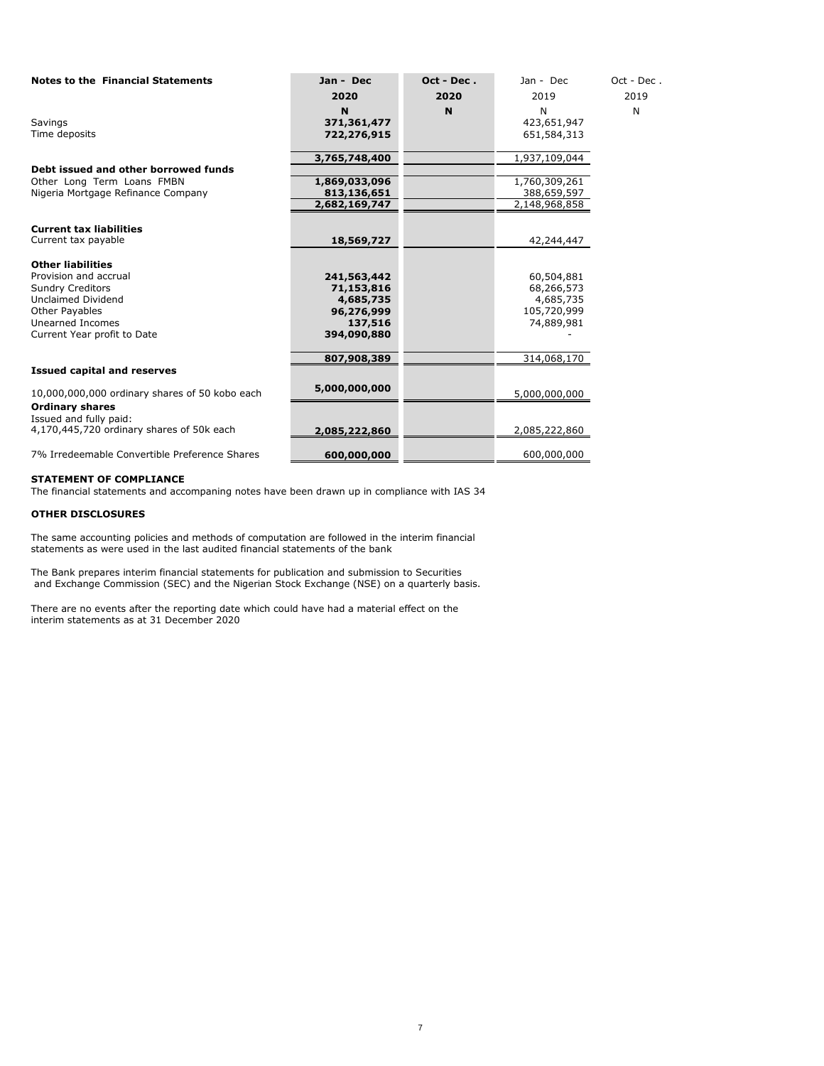| Notes to the Financial Statements | Jan - Dec 2020 | Oct - Dec . 2020 | Jan - Dec 2019 | Oct - Dec . 2019 |
|---|---|---|---|---|
| | **N** | **N** | N | N |
| Savings | **371,361,477** | | 423,651,947 | |
| Time deposits | **722,276,915** | | 651,584,313 | |
| | **3,765,748,400** | | 1,937,109,044 | |
| **Debt issued and other borrowed funds** | | | | |
| Other Long Term Loans FMBN | **1,869,033,096** | | 1,760,309,261 | |
| Nigeria Mortgage Refinance Company | **813,136,651** | | 388,659,597 | |
| | **2,682,169,747** | | 2,148,968,858 | |
| **Current tax liabilities** | | | | |
| Current tax payable | **18,569,727** | | 42,244,447 | |
| **Other liabilities** | | | | |
| Provision and accrual | **241,563,442** | | 60,504,881 | |
| Sundry Creditors | **71,153,816** | | 68,266,573 | |
| Unclaimed Dividend | **4,685,735** | | 4,685,735 | |
| Other Payables | **96,276,999** | | 105,720,999 | |
| Unearned Incomes | **137,516** | | 74,889,981 | |
| Current Year profit to Date | **394,090,880** | | - | |
| | **807,908,389** | | 314,068,170 | |
| **Issued capital and reserves** | | | | |
| 10,000,000,000 ordinary shares of 50 kobo each | **5,000,000,000** | | 5,000,000,000 | |
| **Ordinary shares** | | | | |
| Issued and fully paid: 4,170,445,720 ordinary shares of 50k each | **2,085,222,860** | | 2,085,222,860 | |
| 7% Irredeemable Convertible Preference Shares | **600,000,000** | | 600,000,000 | |

**STATEMENT OF COMPLIANCE**

The financial statements and accompaning notes have been drawn up in compliance with IAS 34

**OTHER DISCLOSURES**

The same accounting policies and methods of computation are followed in the interim financial statements as were used in the last audited financial statements of the bank

The Bank prepares interim financial statements for publication and submission to Securities and Exchange Commission (SEC) and the Nigerian Stock Exchange (NSE) on a quarterly basis.

There are no events after the reporting date which could have had a material effect on the interim statements as at 31 December 2020